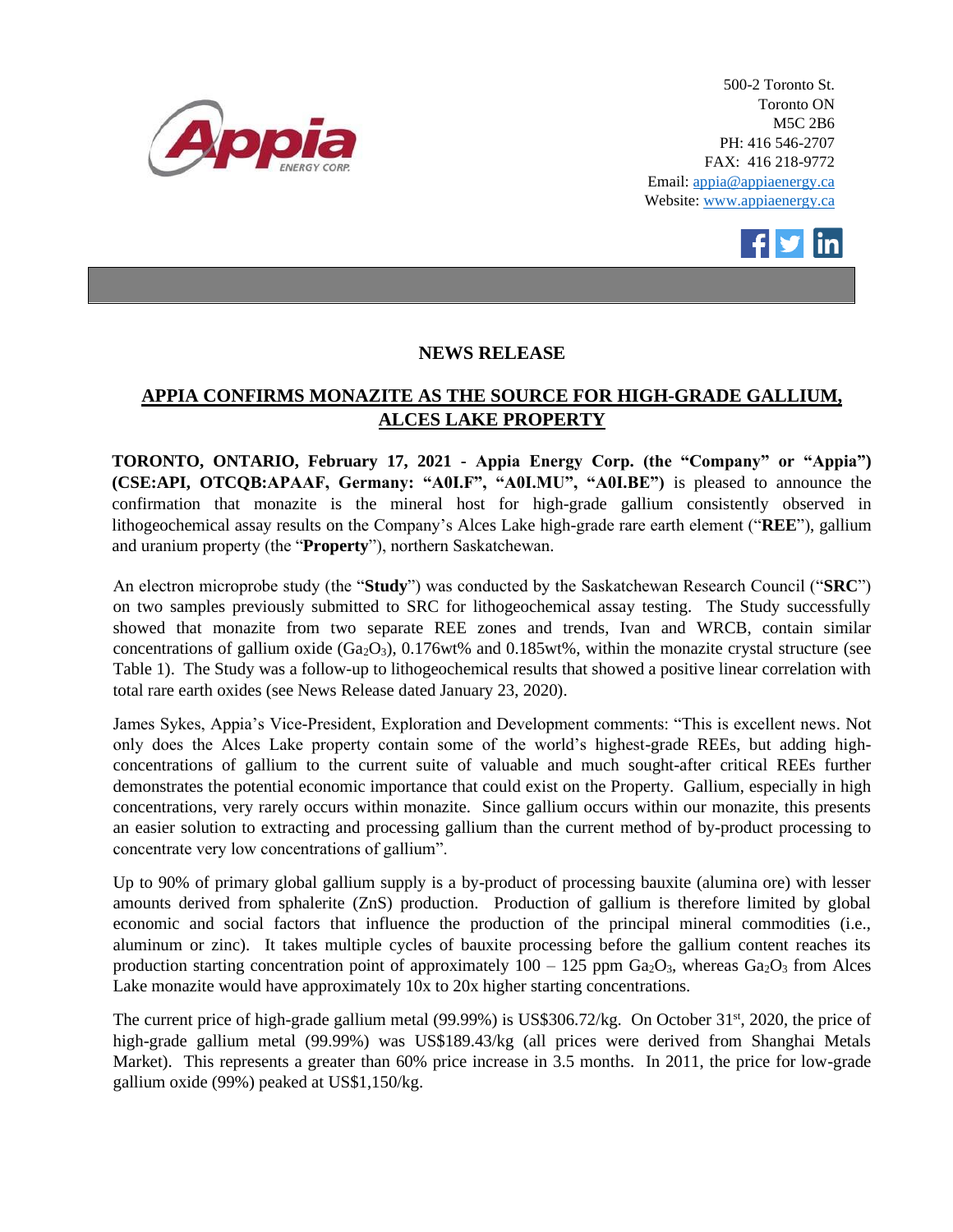500-2 Toronto St.
Toronto ON
M5C 2B6
PH: 416 546-2707
FAX: 416 218-9772
Email: appia@appiaenergy.ca
Website: www.appiaenergy.ca

## NEWS RELEASE

## APPIA CONFIRMS MONAZITE AS THE SOURCE FOR HIGH-GRADE GALLIUM, ALCES LAKE PROPERTY

**TORONTO, ONTARIO, February 17, 2021 - Appia Energy Corp. (the "Company" or "Appia") (CSE:API, OTCQB:APAAF, Germany: "A0I.F", "A0I.MU", "A0I.BE")** is pleased to announce the confirmation that monazite is the mineral host for high-grade gallium consistently observed in lithogeochemical assay results on the Company's Alces Lake high-grade rare earth element ("**REE**"), gallium and uranium property (the "**Property**"), northern Saskatchewan.

An electron microprobe study (the "**Study**") was conducted by the Saskatchewan Research Council ("**SRC**") on two samples previously submitted to SRC for lithogeochemical assay testing. The Study successfully showed that monazite from two separate REE zones and trends, Ivan and WRCB, contain similar concentrations of gallium oxide ($Ga_2O_3$), 0.176wt% and 0.185wt%, within the monazite crystal structure (see Table 1). The Study was a follow-up to lithogeochemical results that showed a positive linear correlation with total rare earth oxides (see News Release dated January 23, 2020).

James Sykes, Appia's Vice-President, Exploration and Development comments: "This is excellent news. Not only does the Alces Lake property contain some of the world's highest-grade REEs, but adding high-concentrations of gallium to the current suite of valuable and much sought-after critical REEs further demonstrates the potential economic importance that could exist on the Property. Gallium, especially in high concentrations, very rarely occurs within monazite. Since gallium occurs within our monazite, this presents an easier solution to extracting and processing gallium than the current method of by-product processing to concentrate very low concentrations of gallium".

Up to 90% of primary global gallium supply is a by-product of processing bauxite (alumina ore) with lesser amounts derived from sphalerite (ZnS) production. Production of gallium is therefore limited by global economic and social factors that influence the production of the principal mineral commodities (i.e., aluminum or zinc). It takes multiple cycles of bauxite processing before the gallium content reaches its production starting concentration point of approximately 100 – 125 ppm $Ga_2O_3$, whereas $Ga_2O_3$ from Alces Lake monazite would have approximately 10x to 20x higher starting concentrations.

The current price of high-grade gallium metal (99.99%) is US$306.72/kg. On October 31st, 2020, the price of high-grade gallium metal (99.99%) was US$189.43/kg (all prices were derived from Shanghai Metals Market). This represents a greater than 60% price increase in 3.5 months. In 2011, the price for low-grade gallium oxide (99%) peaked at US$1,150/kg.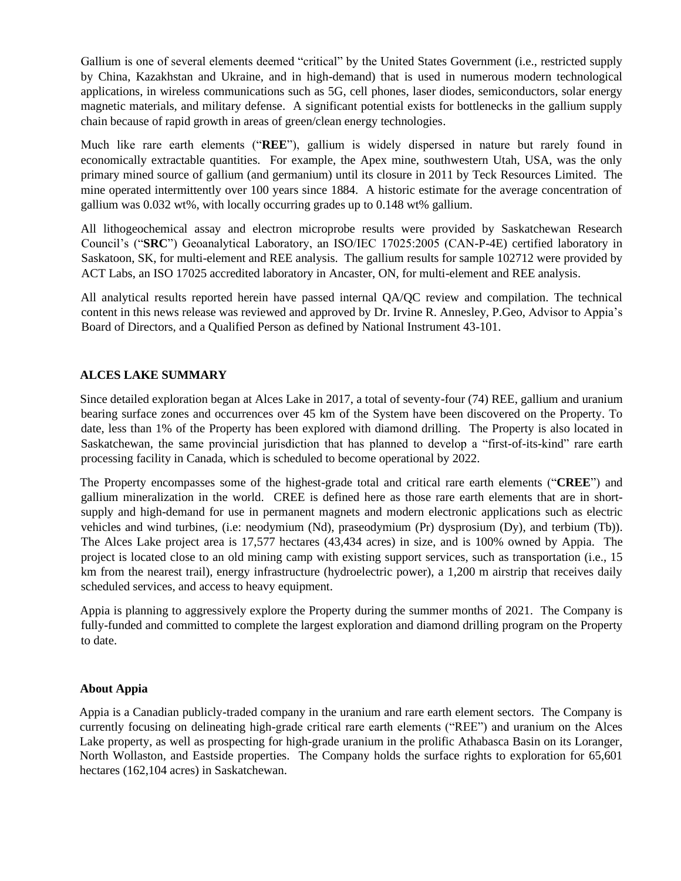Gallium is one of several elements deemed "critical" by the United States Government (i.e., restricted supply by China, Kazakhstan and Ukraine, and in high-demand) that is used in numerous modern technological applications, in wireless communications such as 5G, cell phones, laser diodes, semiconductors, solar energy magnetic materials, and military defense. A significant potential exists for bottlenecks in the gallium supply chain because of rapid growth in areas of green/clean energy technologies.

Much like rare earth elements ("**REE**"), gallium is widely dispersed in nature but rarely found in economically extractable quantities. For example, the Apex mine, southwestern Utah, USA, was the only primary mined source of gallium (and germanium) until its closure in 2011 by Teck Resources Limited. The mine operated intermittently over 100 years since 1884. A historic estimate for the average concentration of gallium was 0.032 wt%, with locally occurring grades up to 0.148 wt% gallium.

All lithogeochemical assay and electron microprobe results were provided by Saskatchewan Research Council's ("**SRC**") Geoanalytical Laboratory, an ISO/IEC 17025:2005 (CAN-P-4E) certified laboratory in Saskatoon, SK, for multi-element and REE analysis. The gallium results for sample 102712 were provided by ACT Labs, an ISO 17025 accredited laboratory in Ancaster, ON, for multi-element and REE analysis.

All analytical results reported herein have passed internal QA/QC review and compilation. The technical content in this news release was reviewed and approved by Dr. Irvine R. Annesley, P.Geo, Advisor to Appia's Board of Directors, and a Qualified Person as defined by National Instrument 43-101.

## ALCES LAKE SUMMARY

Since detailed exploration began at Alces Lake in 2017, a total of seventy-four (74) REE, gallium and uranium bearing surface zones and occurrences over 45 km of the System have been discovered on the Property. To date, less than 1% of the Property has been explored with diamond drilling. The Property is also located in Saskatchewan, the same provincial jurisdiction that has planned to develop a "first-of-its-kind" rare earth processing facility in Canada, which is scheduled to become operational by 2022.

The Property encompasses some of the highest-grade total and critical rare earth elements ("**CREE**") and gallium mineralization in the world. CREE is defined here as those rare earth elements that are in short-supply and high-demand for use in permanent magnets and modern electronic applications such as electric vehicles and wind turbines, (i.e: neodymium (Nd), praseodymium (Pr) dysprosium (Dy), and terbium (Tb)). The Alces Lake project area is 17,577 hectares (43,434 acres) in size, and is 100% owned by Appia. The project is located close to an old mining camp with existing support services, such as transportation (i.e., 15 km from the nearest trail), energy infrastructure (hydroelectric power), a 1,200 m airstrip that receives daily scheduled services, and access to heavy equipment.

Appia is planning to aggressively explore the Property during the summer months of 2021. The Company is fully-funded and committed to complete the largest exploration and diamond drilling program on the Property to date.

### About Appia

Appia is a Canadian publicly-traded company in the uranium and rare earth element sectors. The Company is currently focusing on delineating high-grade critical rare earth elements ("REE") and uranium on the Alces Lake property, as well as prospecting for high-grade uranium in the prolific Athabasca Basin on its Loranger, North Wollaston, and Eastside properties. The Company holds the surface rights to exploration for 65,601 hectares (162,104 acres) in Saskatchewan.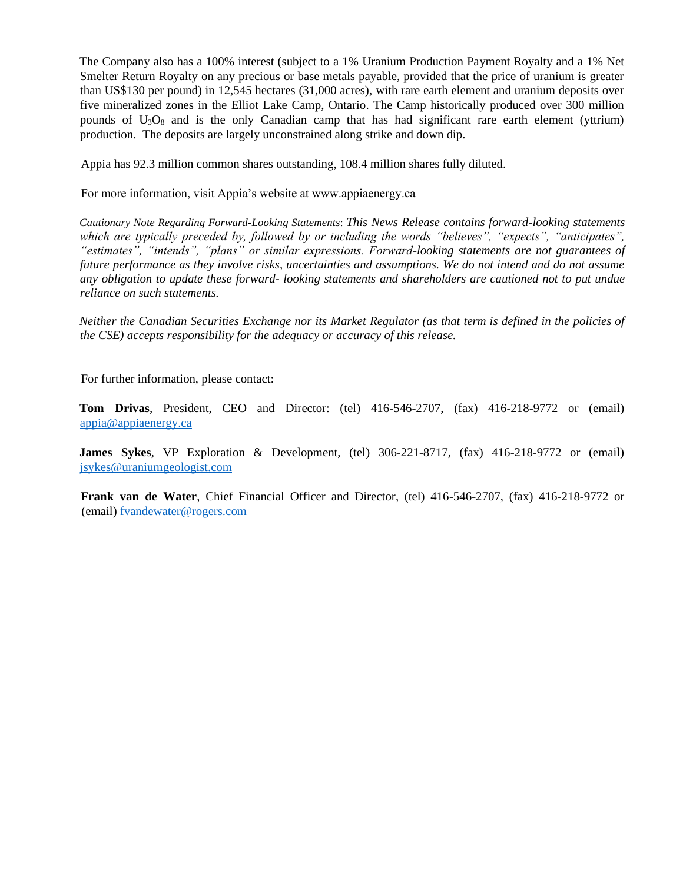The Company also has a 100% interest (subject to a 1% Uranium Production Payment Royalty and a 1% Net Smelter Return Royalty on any precious or base metals payable, provided that the price of uranium is greater than US$130 per pound) in 12,545 hectares (31,000 acres), with rare earth element and uranium deposits over five mineralized zones in the Elliot Lake Camp, Ontario. The Camp historically produced over 300 million pounds of $U_3O_8$ and is the only Canadian camp that has had significant rare earth element (yttrium) production. The deposits are largely unconstrained along strike and down dip.

Appia has 92.3 million common shares outstanding, 108.4 million shares fully diluted.

For more information, visit Appia's website at www.appiaenergy.ca

*Cautionary Note Regarding Forward-Looking Statements: This News Release contains forward-looking statements which are typically preceded by, followed by or including the words "believes", "expects", "anticipates", "estimates", "intends", "plans" or similar expressions. Forward-looking statements are not guarantees of future performance as they involve risks, uncertainties and assumptions. We do not intend and do not assume any obligation to update these forward- looking statements and shareholders are cautioned not to put undue reliance on such statements.*

*Neither the Canadian Securities Exchange nor its Market Regulator (as that term is defined in the policies of the CSE) accepts responsibility for the adequacy or accuracy of this release.*

For further information, please contact:

**Tom Drivas**, President, CEO and Director: (tel) 416-546-2707, (fax) 416-218-9772 or (email) appia@appiaenergy.ca

**James Sykes**, VP Exploration & Development, (tel) 306-221-8717, (fax) 416-218-9772 or (email) jsykes@uraniumgeologist.com

**Frank van de Water**, Chief Financial Officer and Director, (tel) 416-546-2707, (fax) 416-218-9772 or (email) fvandewater@rogers.com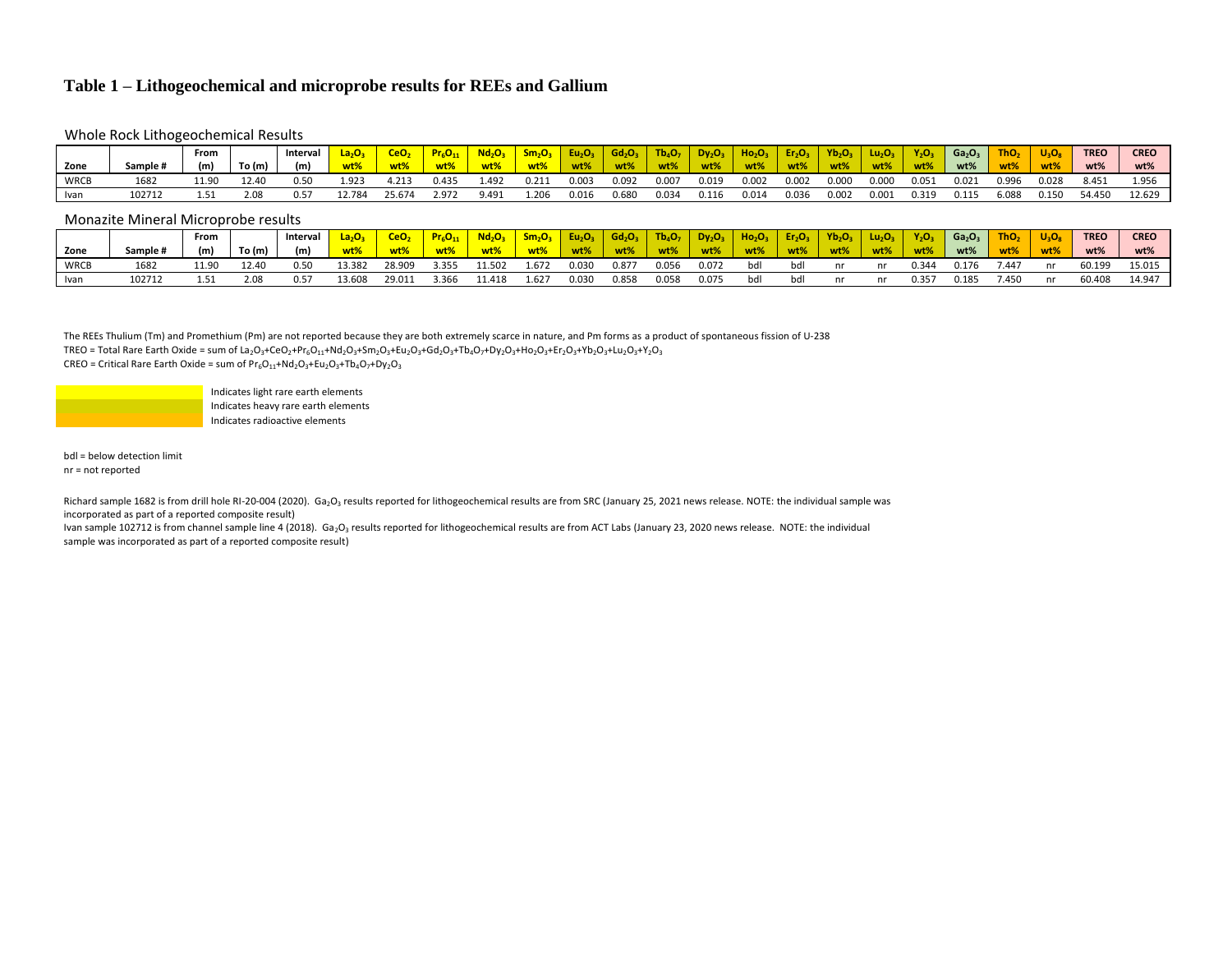# Table 1 – Lithogeochemical and microprobe results for REEs and Gallium

## Whole Rock Lithogeochemical Results

| Zone | Sample # | From (m) | To (m) | Interval (m) | $La_2O_3$ wt% | $CeO_2$ wt% | $Pr_6O_{11}$ wt% | $Nd_2O_3$ wt% | $Sm_2O_3$ wt% | $Eu_2O_3$ wt% | $Gd_2O_3$ wt% | $Tb_4O_7$ wt% | $Dy_2O_3$ wt% | $Ho_2O_3$ wt% | $Er_2O_3$ wt% | $Yb_2O_3$ wt% | $Lu_2O_3$ wt% | $Y_2O_3$ wt% | $Ga_2O_3$ wt% | $ThO_2$ wt% | $U_3O_8$ wt% | TREO wt% | CREO wt% |
|---|---|---|---|---|---|---|---|---|---|---|---|---|---|---|---|---|---|---|---|---|---|---|---|
| WRCB | 1682 | 11.90 | 12.40 | 0.50 | 1.923 | 4.213 | 0.435 | 1.492 | 0.211 | 0.003 | 0.092 | 0.007 | 0.019 | 0.002 | 0.002 | 0.000 | 0.000 | 0.051 | 0.021 | 0.996 | 0.028 | 8.451 | 1.956 |
| Ivan | 102712 | 1.51 | 2.08 | 0.57 | 12.784 | 25.674 | 2.972 | 9.491 | 1.206 | 0.016 | 0.680 | 0.034 | 0.116 | 0.014 | 0.036 | 0.002 | 0.001 | 0.319 | 0.115 | 6.088 | 0.150 | 54.450 | 12.629 |

## Monazite Mineral Microprobe results

| Zone | Sample # | From (m) | To (m) | Interval (m) | $La_2O_3$ wt% | $CeO_2$ wt% | $Pr_6O_{11}$ wt% | $Nd_2O_3$ wt% | $Sm_2O_3$ wt% | $Eu_2O_3$ wt% | $Gd_2O_3$ wt% | $Tb_4O_7$ wt% | $Dy_2O_3$ wt% | $Ho_2O_3$ wt% | $Er_2O_3$ wt% | $Yb_2O_3$ wt% | $Lu_2O_3$ wt% | $Y_2O_3$ wt% | $Ga_2O_3$ wt% | $ThO_2$ wt% | $U_3O_8$ wt% | TREO wt% | CREO wt% |
|---|---|---|---|---|---|---|---|---|---|---|---|---|---|---|---|---|---|---|---|---|---|---|---|
| WRCB | 1682 | 11.90 | 12.40 | 0.50 | 13.382 | 28.909 | 3.355 | 11.502 | 1.672 | 0.030 | 0.877 | 0.056 | 0.072 | bdl | bdl | nr | nr | 0.344 | 0.176 | 7.447 | nr | 60.199 | 15.015 |
| Ivan | 102712 | 1.51 | 2.08 | 0.57 | 13.608 | 29.011 | 3.366 | 11.418 | 1.627 | 0.030 | 0.858 | 0.058 | 0.075 | bdl | bdl | nr | nr | 0.357 | 0.185 | 7.450 | nr | 60.408 | 14.947 |

The REEs Thulium (Tm) and Promethium (Pm) are not reported because they are both extremely scarce in nature, and Pm forms as a product of spontaneous fission of U-238

TREO = Total Rare Earth Oxide = sum of $La_2O_3$+$CeO_2$+$Pr_6O_{11}$+$Nd_2O_3$+$Sm_2O_3$+$Eu_2O_3$+$Gd_2O_3$+$Tb_4O_7$+$Dy_2O_3$+$Ho_2O_3$+$Er_2O_3$+$Yb_2O_3$+$Lu_2O_3$+$Y_2O_3$

CREO = Critical Rare Earth Oxide = sum of $Pr_6O_{11}$+$Nd_2O_3$+$Eu_2O_3$+$Tb_4O_7$+$Dy_2O_3$

Indicates light rare earth elements
Indicates heavy rare earth elements
Indicates radioactive elements

bdl = below detection limit
nr = not reported

Richard sample 1682 is from drill hole RI-20-004 (2020). $Ga_2O_3$ results reported for lithogeochemical results are from SRC (January 25, 2021 news release. NOTE: the individual sample was incorporated as part of a reported composite result)

Ivan sample 102712 is from channel sample line 4 (2018). $Ga_2O_3$ results reported for lithogeochemical results are from ACT Labs (January 23, 2020 news release. NOTE: the individual sample was incorporated as part of a reported composite result)